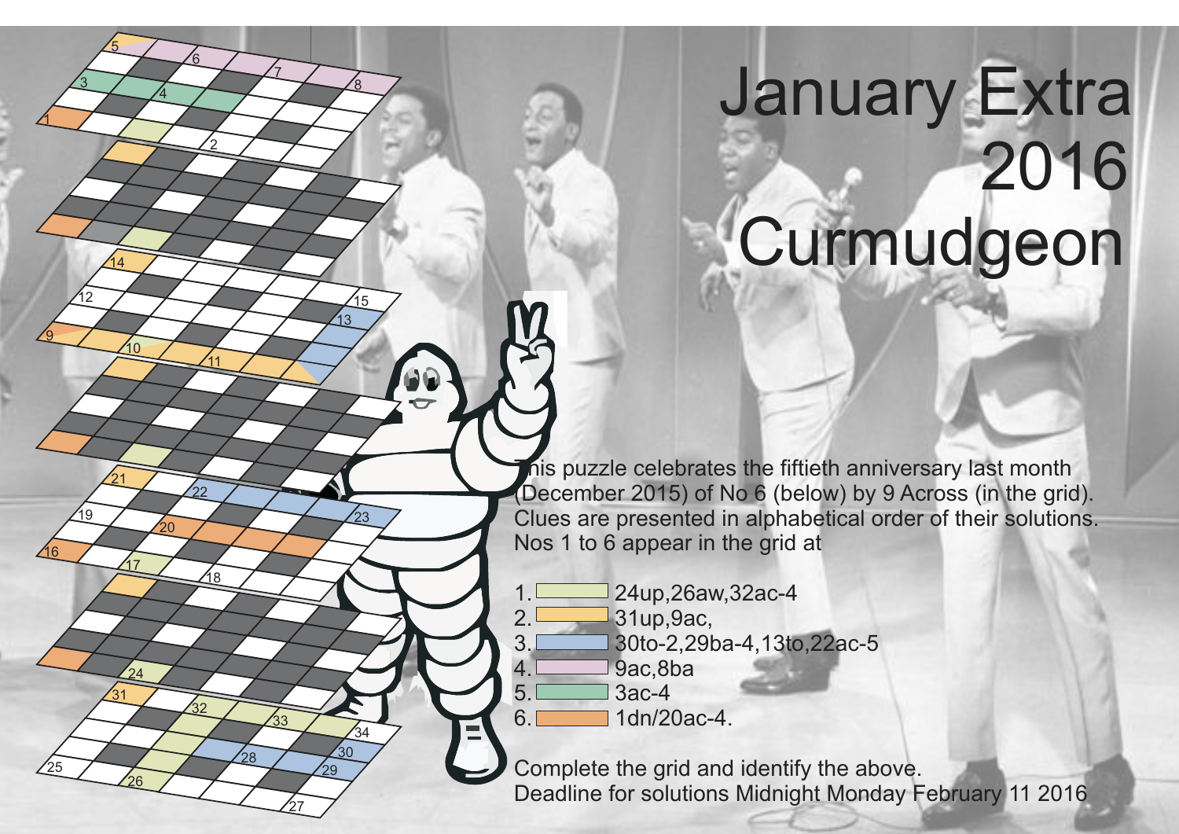# January Extra 2016 Curmudgeon

This puzzle celebrates the fiftieth anniversary last month (December 2015) of No 6 (below) by 9 Across (in the grid). Clues are presented in alphabetical order of their solutions. Nos 1 to 6 appear in the grid at

1. 24up,26aw,32ac-4
2. 31up,9ac,
3. 30to-2,29ba-4,13to,22ac-5
4. 9ac,8ba
5. 3ac-4
6. 1dn/20ac-4.

Complete the grid and identify the above.
Deadline for solutions Midnight Monday February 11 2016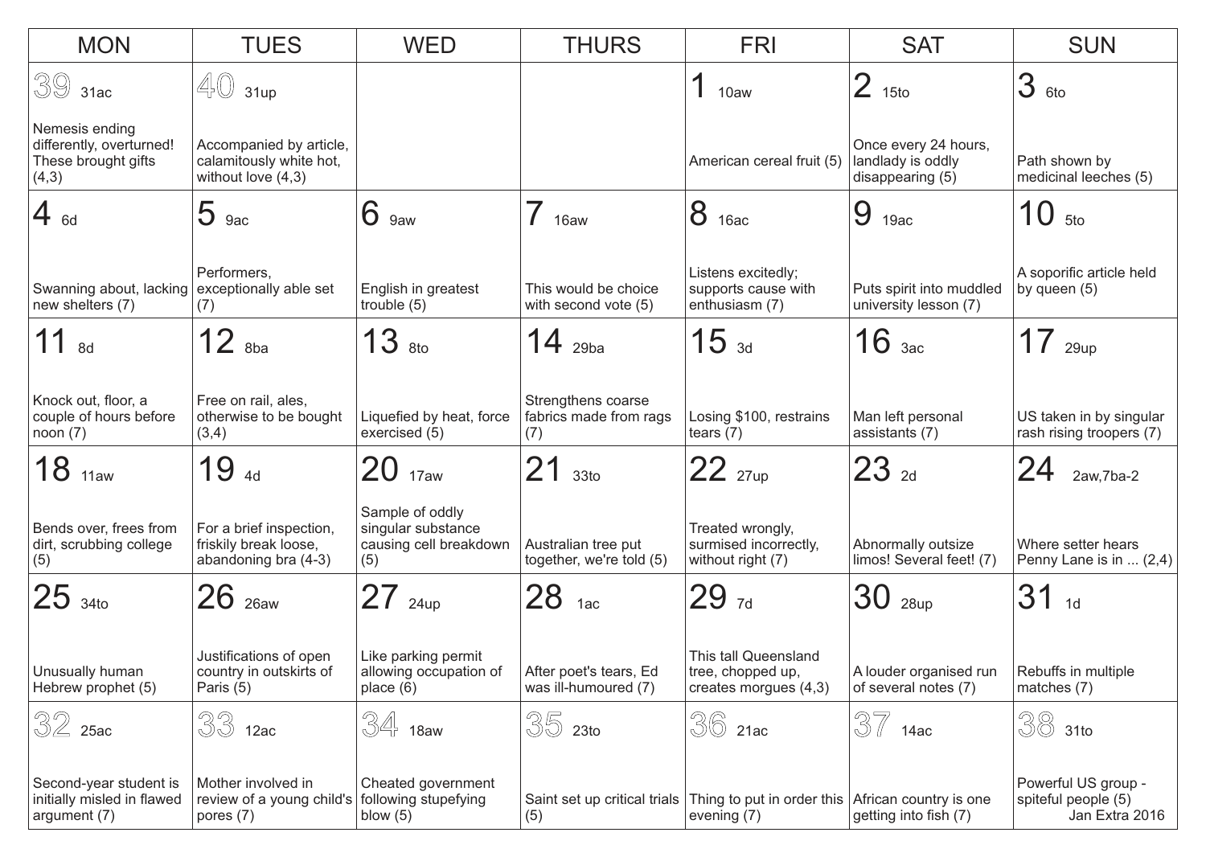| MON | TUES | WED | THURS | FRI | SAT | SUN |
|---|---|---|---|---|---|---|
| 39 31ac<br>Nemesis ending differently, overturned! These brought gifts (4,3) | 40 31up<br>Accompanied by article, calamitously white hot, without love (4,3) | | | 1 10aw<br>American cereal fruit (5) | 2 15to<br>Once every 24 hours, landlady is oddly disappearing (5) | 3 6to<br>Path shown by medicinal leeches (5) |
| 4 6d<br>Swanning about, lacking new shelters (7) | 5 9ac<br>Performers, exceptionally able set (7) | 6 9aw<br>English in greatest trouble (5) | 7 16aw<br>This would be choice with second vote (5) | 8 16ac<br>Listens excitedly; supports cause with enthusiasm (7) | 9 19ac<br>Puts spirit into muddled university lesson (7) | 10 5to<br>A soporific article held by queen (5) |
| 11 8d<br>Knock out, floor, a couple of hours before noon (7) | 12 8ba<br>Free on rail, ales, otherwise to be bought (3,4) | 13 8to<br>Liquefied by heat, force exercised (5) | 14 29ba<br>Strengthens coarse fabrics made from rags (7) | 15 3d<br>Losing $100, restrains tears (7) | 16 3ac<br>Man left personal assistants (7) | 17 29up<br>US taken in by singular rash rising troopers (7) |
| 18 11aw<br>Bends over, frees from dirt, scrubbing college (5) | 19 4d<br>For a brief inspection, friskily break loose, abandoning bra (4-3) | 20 17aw<br>Sample of oddly singular substance causing cell breakdown (5) | 21 33to<br>Australian tree put together, we're told (5) | 22 27up<br>Treated wrongly, surmised incorrectly, without right (7) | 23 2d<br>Abnormally outsize limos! Several feet! (7) | 24 2aw,7ba-2<br>Where setter hears Penny Lane is in ... (2,4) |
| 25 34to<br>Unusually human Hebrew prophet (5) | 26 26aw<br>Justifications of open country in outskirts of Paris (5) | 27 24up<br>Like parking permit allowing occupation of place (6) | 28 1ac<br>After poet's tears, Ed was ill-humoured (7) | 29 7d<br>This tall Queensland tree, chopped up, creates morgues (4,3) | 30 28up<br>A louder organised run of several notes (7) | 31 1d<br>Rebuffs in multiple matches (7) |
| 32 25ac<br>Second-year student is initially misled in flawed argument (7) | 33 12ac<br>Mother involved in review of a young child's pores (7) | 34 18aw<br>Cheated government following stupefying blow (5) | 35 23to<br>Saint set up critical trials (5) | 36 21ac<br>Thing to put in order this evening (7) | 37 14ac<br>African country is one getting into fish (7) | 38 31to<br>Powerful US group - spiteful people (5)<br>Jan Extra 2016 |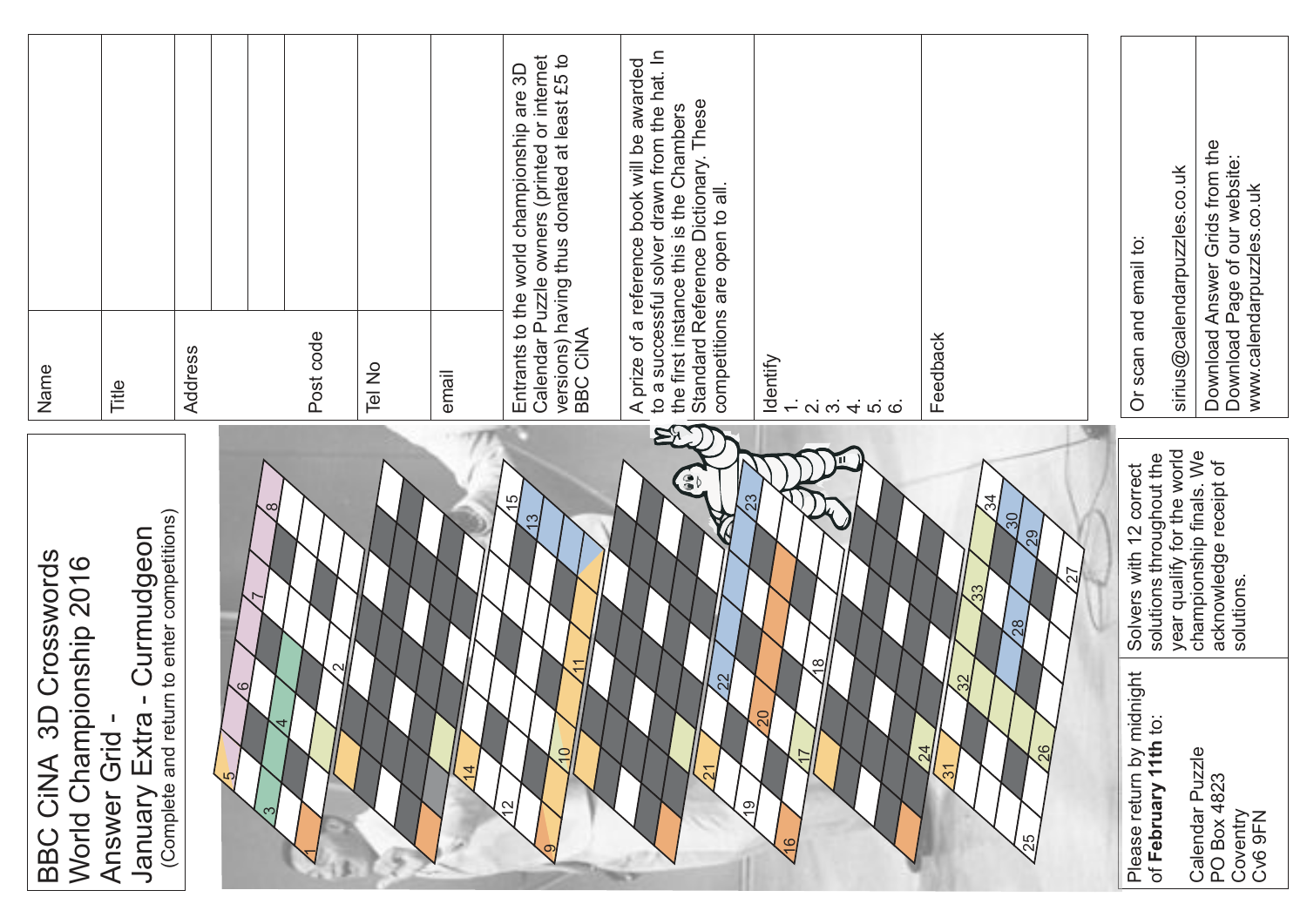# BBC CiNA 3D Crosswords World Championship 2016 Answer Grid - January Extra - Curmudgeon

(Complete and return to enter competitions)

| | |
|---|---|
| Name | |
| Title | |
| Address | |
| | |
| | |
| Post code | |
| Tel No | |
| email | |

Entrants to the world championship are 3D Calendar Puzzle owners (printed or internet versions) having thus donated at least £5 to BBC CiNA

A prize of a reference book will be awarded to a successful solver drawn from the hat. In the first instance this is the Chambers Standard Reference Dictionary. These competitions are open to all.

Identify

1.
2.
3.
4.
5.
6.

Feedback

Or scan and email to:

sirius@calendarpuzzles.co.uk

Download Answer Grids from the Download Page of our website: www.calendarpuzzles.co.uk

1 2 3 4 5 6 7 8 9 10 11 12 13 14 15 16 17 18 19 20 21 22 23 24 25 26 27 28 29 30 31 32 33 34

Please return by midnight of **February 11th** to:

Calendar Puzzle
PO Box 4823
Coventry
Cv6 9FN

Solvers with 12 correct solutions throughout the year qualify for the world championship finals. We acknowledge receipt of solutions.